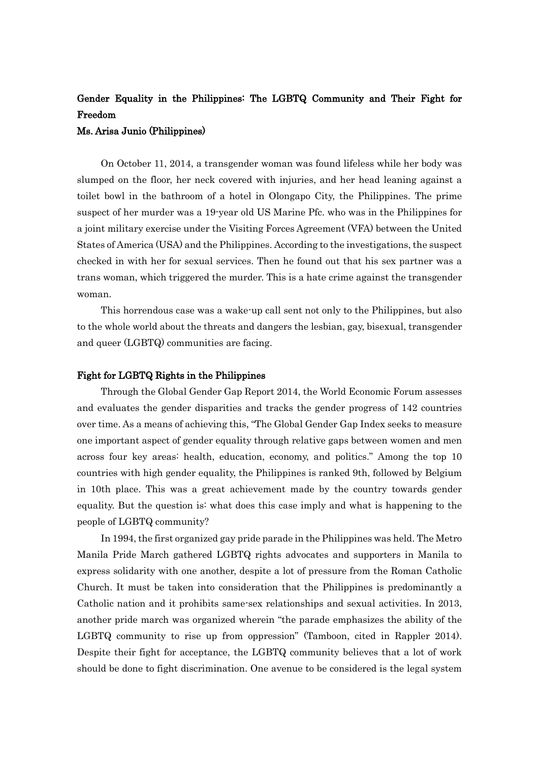# Gender Equality in the Philippines: The LGBTQ Community and Their Fight for Freedom

**Ms. Arisa Junio (Philippines)**

On October 11, 2014, a transgender woman was found lifeless while her body was slumped on the floor, her neck covered with injuries, and her head leaning against a toilet bowl in the bathroom of a hotel in Olongapo City, the Philippines. The prime suspect of her murder was a 19-year old US Marine Pfc. who was in the Philippines for a joint military exercise under the Visiting Forces Agreement (VFA) between the United States of America (USA) and the Philippines. According to the investigations, the suspect checked in with her for sexual services. Then he found out that his sex partner was a trans woman, which triggered the murder. This is a hate crime against the transgender woman.

This horrendous case was a wake-up call sent not only to the Philippines, but also to the whole world about the threats and dangers the lesbian, gay, bisexual, transgender and queer (LGBTQ) communities are facing.

## Fight for LGBTQ Rights in the Philippines

Through the Global Gender Gap Report 2014, the World Economic Forum assesses and evaluates the gender disparities and tracks the gender progress of 142 countries over time. As a means of achieving this, "The Global Gender Gap Index seeks to measure one important aspect of gender equality through relative gaps between women and men across four key areas: health, education, economy, and politics." Among the top 10 countries with high gender equality, the Philippines is ranked 9th, followed by Belgium in 10th place. This was a great achievement made by the country towards gender equality. But the question is: what does this case imply and what is happening to the people of LGBTQ community?

In 1994, the first organized gay pride parade in the Philippines was held. The Metro Manila Pride March gathered LGBTQ rights advocates and supporters in Manila to express solidarity with one another, despite a lot of pressure from the Roman Catholic Church. It must be taken into consideration that the Philippines is predominantly a Catholic nation and it prohibits same-sex relationships and sexual activities. In 2013, another pride march was organized wherein "the parade emphasizes the ability of the LGBTQ community to rise up from oppression" (Tamboon, cited in Rappler 2014). Despite their fight for acceptance, the LGBTQ community believes that a lot of work should be done to fight discrimination. One avenue to be considered is the legal system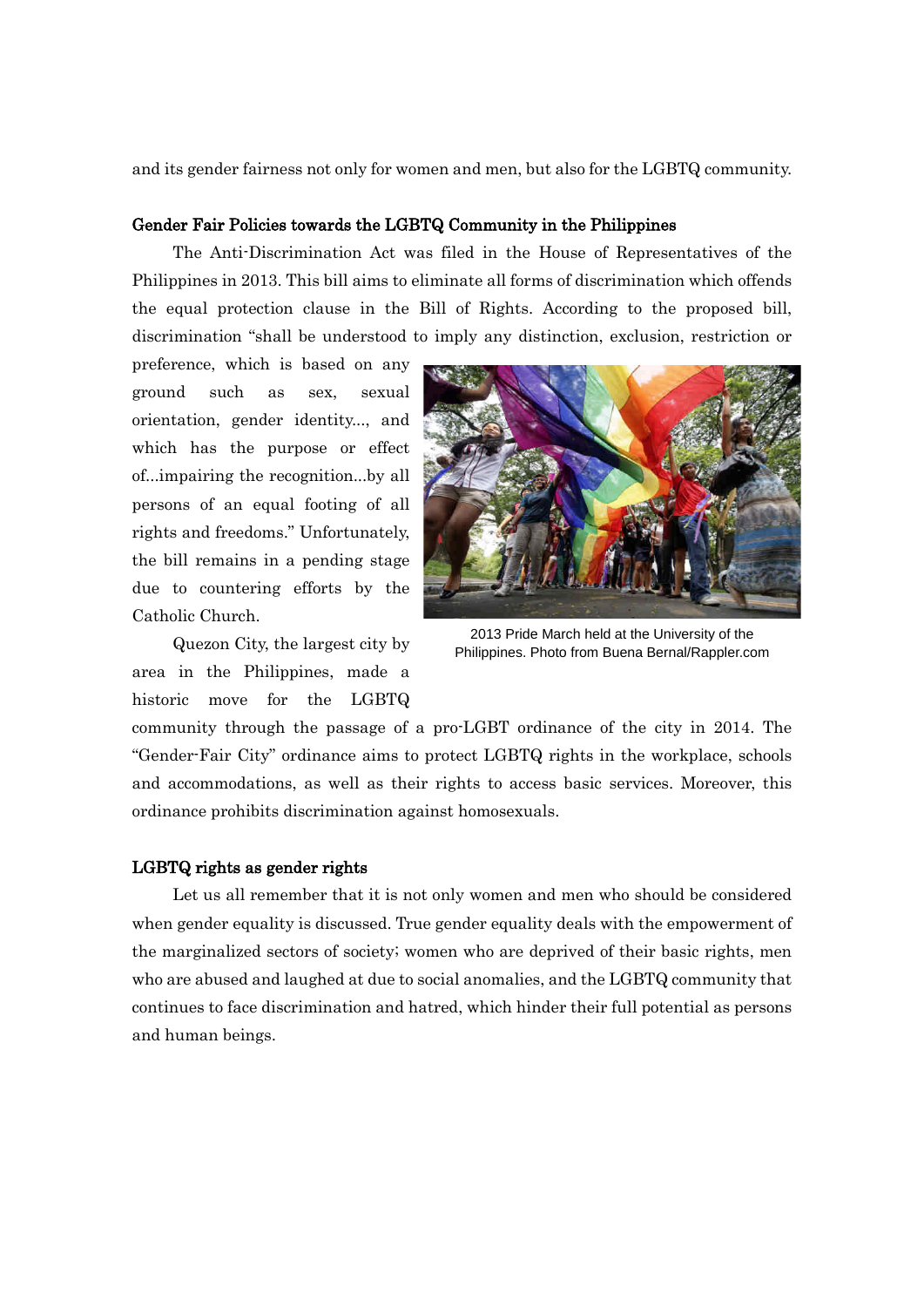and its gender fairness not only for women and men, but also for the LGBTQ community.

### Gender Fair Policies towards the LGBTQ Community in the Philippines

The Anti-Discrimination Act was filed in the House of Representatives of the Philippines in 2013. This bill aims to eliminate all forms of discrimination which offends the equal protection clause in the Bill of Rights. According to the proposed bill, discrimination "shall be understood to imply any distinction, exclusion, restriction or preference, which is based on any ground such as sex, sexual orientation, gender identity..., and which has the purpose or effect of...impairing the recognition...by all persons of an equal footing of all rights and freedoms." Unfortunately, the bill remains in a pending stage due to countering efforts by the Catholic Church.

2013 Pride March held at the University of the Philippines. Photo from Buena Bernal/Rappler.com

Quezon City, the largest city by area in the Philippines, made a historic move for the LGBTQ community through the passage of a pro-LGBT ordinance of the city in 2014. The "Gender-Fair City" ordinance aims to protect LGBTQ rights in the workplace, schools and accommodations, as well as their rights to access basic services. Moreover, this ordinance prohibits discrimination against homosexuals.

### LGBTQ rights as gender rights

Let us all remember that it is not only women and men who should be considered when gender equality is discussed. True gender equality deals with the empowerment of the marginalized sectors of society; women who are deprived of their basic rights, men who are abused and laughed at due to social anomalies, and the LGBTQ community that continues to face discrimination and hatred, which hinder their full potential as persons and human beings.